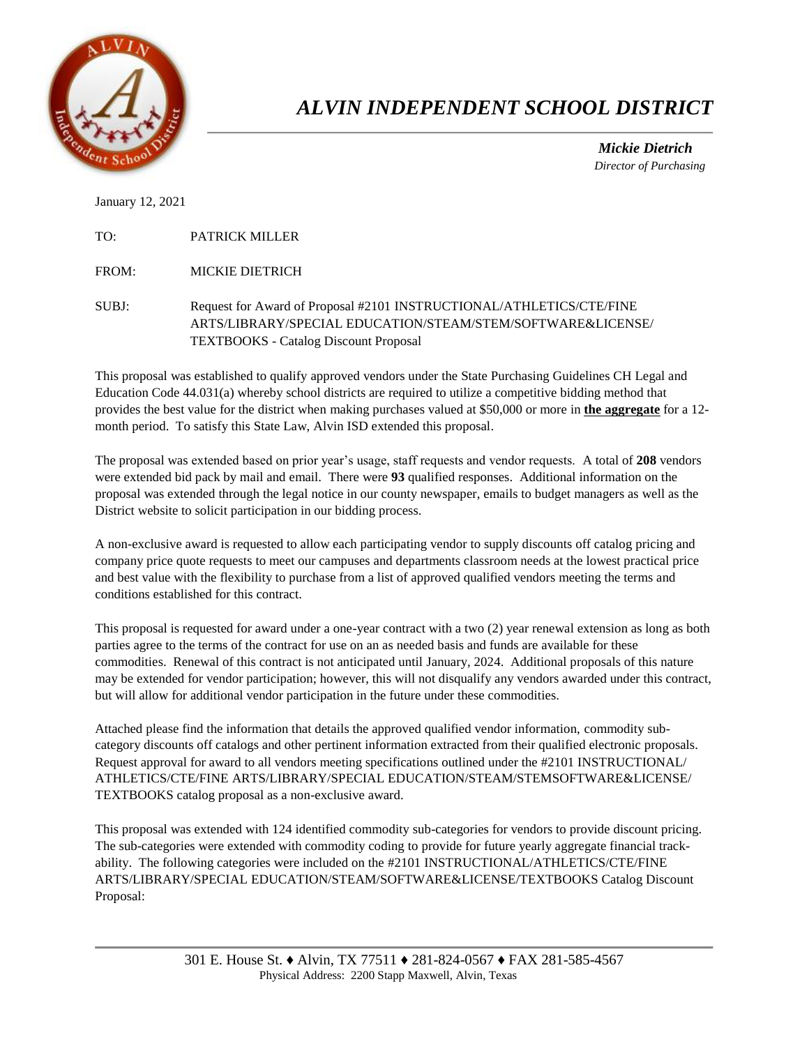# *ALVIN INDEPENDENT SCHOOL DISTRICT*

***Mickie Dietrich***
*Director of Purchasing*

January 12, 2021

TO: PATRICK MILLER

FROM: MICKIE DIETRICH

SUBJ: Request for Award of Proposal #2101 INSTRUCTIONAL/ATHLETICS/CTE/FINE ARTS/LIBRARY/SPECIAL EDUCATION/STEAM/STEM/SOFTWARE&LICENSE/ TEXTBOOKS - Catalog Discount Proposal

This proposal was established to qualify approved vendors under the State Purchasing Guidelines CH Legal and Education Code 44.031(a) whereby school districts are required to utilize a competitive bidding method that provides the best value for the district when making purchases valued at $50,000 or more in **<u>the aggregate</u>** for a 12-month period. To satisfy this State Law, Alvin ISD extended this proposal.

The proposal was extended based on prior year's usage, staff requests and vendor requests. A total of **208** vendors were extended bid pack by mail and email. There were **93** qualified responses. Additional information on the proposal was extended through the legal notice in our county newspaper, emails to budget managers as well as the District website to solicit participation in our bidding process.

A non-exclusive award is requested to allow each participating vendor to supply discounts off catalog pricing and company price quote requests to meet our campuses and departments classroom needs at the lowest practical price and best value with the flexibility to purchase from a list of approved qualified vendors meeting the terms and conditions established for this contract.

This proposal is requested for award under a one-year contract with a two (2) year renewal extension as long as both parties agree to the terms of the contract for use on an as needed basis and funds are available for these commodities. Renewal of this contract is not anticipated until January, 2024. Additional proposals of this nature may be extended for vendor participation; however, this will not disqualify any vendors awarded under this contract, but will allow for additional vendor participation in the future under these commodities.

Attached please find the information that details the approved qualified vendor information, commodity sub-category discounts off catalogs and other pertinent information extracted from their qualified electronic proposals. Request approval for award to all vendors meeting specifications outlined under the #2101 INSTRUCTIONAL/ ATHLETICS/CTE/FINE ARTS/LIBRARY/SPECIAL EDUCATION/STEAM/STEMSOFTWARE&LICENSE/ TEXTBOOKS catalog proposal as a non-exclusive award.

This proposal was extended with 124 identified commodity sub-categories for vendors to provide discount pricing. The sub-categories were extended with commodity coding to provide for future yearly aggregate financial track-ability. The following categories were included on the #2101 INSTRUCTIONAL/ATHLETICS/CTE/FINE ARTS/LIBRARY/SPECIAL EDUCATION/STEAM/SOFTWARE&LICENSE/TEXTBOOKS Catalog Discount Proposal: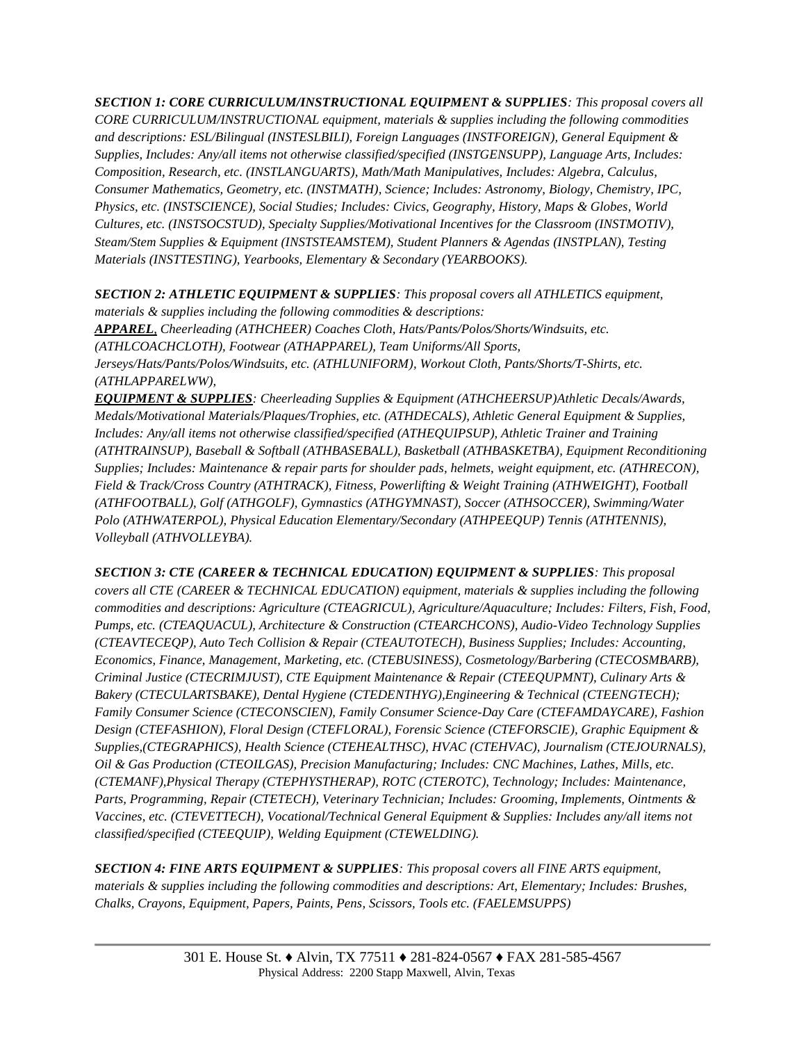***SECTION 1: CORE CURRICULUM/INSTRUCTIONAL EQUIPMENT & SUPPLIES****: This proposal covers all CORE CURRICULUM/INSTRUCTIONAL equipment, materials & supplies including the following commodities and descriptions: ESL/Bilingual (INSTESLBILI), Foreign Languages (INSTFOREIGN), General Equipment & Supplies, Includes: Any/all items not otherwise classified/specified (INSTGENSUPP), Language Arts, Includes: Composition, Research, etc. (INSTLANGUARTS), Math/Math Manipulatives, Includes: Algebra, Calculus, Consumer Mathematics, Geometry, etc. (INSTMATH), Science; Includes: Astronomy, Biology, Chemistry, IPC, Physics, etc. (INSTSCIENCE), Social Studies; Includes: Civics, Geography, History, Maps & Globes, World Cultures, etc. (INSTSOCSTUD), Specialty Supplies/Motivational Incentives for the Classroom (INSTMOTIV), Steam/Stem Supplies & Equipment (INSTSTEAMSTEM), Student Planners & Agendas (INSTPLAN), Testing Materials (INSTTESTING), Yearbooks, Elementary & Secondary (YEARBOOKS).*

***SECTION 2: ATHLETIC EQUIPMENT & SUPPLIES****: This proposal covers all ATHLETICS equipment, materials & supplies including the following commodities & descriptions:*
***APPAREL****, Cheerleading (ATHCHEER) Coaches Cloth, Hats/Pants/Polos/Shorts/Windsuits, etc. (ATHLCOACHCLOTH), Footwear (ATHAPPAREL), Team Uniforms/All Sports, Jerseys/Hats/Pants/Polos/Windsuits, etc. (ATHLUNIFORM), Workout Cloth, Pants/Shorts/T-Shirts, etc. (ATHLAPPARELWW),*
***EQUIPMENT & SUPPLIES****: Cheerleading Supplies & Equipment (ATHCHEERSUP)Athletic Decals/Awards, Medals/Motivational Materials/Plaques/Trophies, etc. (ATHDECALS), Athletic General Equipment & Supplies, Includes: Any/all items not otherwise classified/specified (ATHEQUIPSUP), Athletic Trainer and Training (ATHTRAINSUP), Baseball & Softball (ATHBASEBALL), Basketball (ATHBASKETBA), Equipment Reconditioning Supplies; Includes: Maintenance & repair parts for shoulder pads, helmets, weight equipment, etc. (ATHRECON), Field & Track/Cross Country (ATHTRACK), Fitness, Powerlifting & Weight Training (ATHWEIGHT), Football (ATHFOOTBALL), Golf (ATHGOLF), Gymnastics (ATHGYMNAST), Soccer (ATHSOCCER), Swimming/Water Polo (ATHWATERPOL), Physical Education Elementary/Secondary (ATHPEEQUP) Tennis (ATHTENNIS), Volleyball (ATHVOLLEYBA).*

***SECTION 3: CTE (CAREER & TECHNICAL EDUCATION) EQUIPMENT & SUPPLIES****: This proposal covers all CTE (CAREER & TECHNICAL EDUCATION) equipment, materials & supplies including the following commodities and descriptions: Agriculture (CTEAGRICUL), Agriculture/Aquaculture; Includes: Filters, Fish, Food, Pumps, etc. (CTEAQUACUL), Architecture & Construction (CTEARCHCONS), Audio-Video Technology Supplies (CTEAVTECEQP), Auto Tech Collision & Repair (CTEAUTOTECH), Business Supplies; Includes: Accounting, Economics, Finance, Management, Marketing, etc. (CTEBUSINESS), Cosmetology/Barbering (CTECOSMBARB), Criminal Justice (CTECRIMJUST), CTE Equipment Maintenance & Repair (CTEEQUPMNT), Culinary Arts & Bakery (CTECULARTSBAKE), Dental Hygiene (CTEDENTHYG),Engineering & Technical (CTEENGTECH); Family Consumer Science (CTECONSCIEN), Family Consumer Science-Day Care (CTEFAMDAYCARE), Fashion Design (CTEFASHION), Floral Design (CTEFLORAL), Forensic Science (CTEFORSCIE), Graphic Equipment & Supplies,(CTEGRAPHICS), Health Science (CTEHEALTHSC), HVAC (CTEHVAC), Journalism (CTEJOURNALS), Oil & Gas Production (CTEOILGAS), Precision Manufacturing; Includes: CNC Machines, Lathes, Mills, etc. (CTEMANF),Physical Therapy (CTEPHYSTHERAP), ROTC (CTEROTC), Technology; Includes: Maintenance, Parts, Programming, Repair (CTETECH), Veterinary Technician; Includes: Grooming, Implements, Ointments & Vaccines, etc. (CTEVETTECH), Vocational/Technical General Equipment & Supplies: Includes any/all items not classified/specified (CTEEQUIP), Welding Equipment (CTEWELDING).*

***SECTION 4: FINE ARTS EQUIPMENT & SUPPLIES****: This proposal covers all FINE ARTS equipment, materials & supplies including the following commodities and descriptions: Art, Elementary; Includes: Brushes, Chalks, Crayons, Equipment, Papers, Paints, Pens, Scissors, Tools etc. (FAELEMSUPPS)*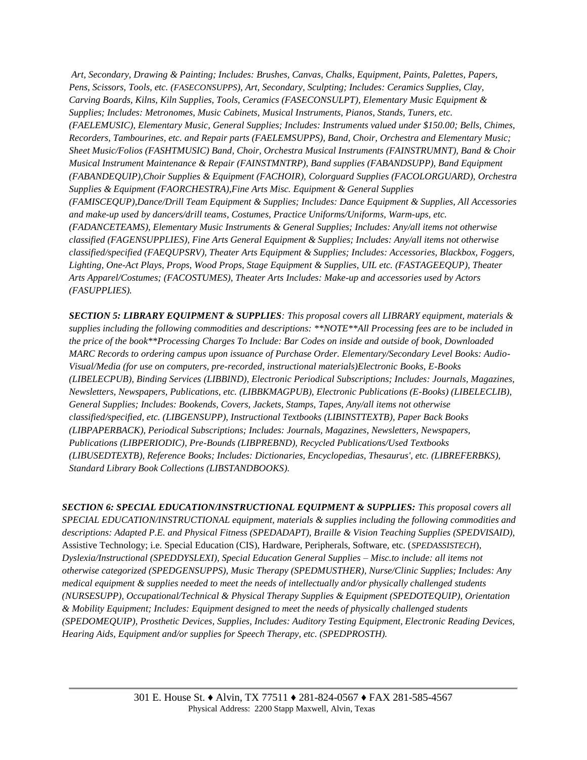*Art, Secondary, Drawing & Painting; Includes: Brushes, Canvas, Chalks, Equipment, Paints, Palettes, Papers, Pens, Scissors, Tools, etc. (FASECONSUPPS), Art, Secondary, Sculpting; Includes: Ceramics Supplies, Clay, Carving Boards, Kilns, Kiln Supplies, Tools, Ceramics (FASECONSULPT), Elementary Music Equipment & Supplies; Includes: Metronomes, Music Cabinets, Musical Instruments, Pianos, Stands, Tuners, etc. (FAELEMUSIC), Elementary Music, General Supplies; Includes: Instruments valued under $150.00; Bells, Chimes, Recorders, Tambourines, etc. and Repair parts (FAELEMSUPPS), Band, Choir, Orchestra and Elementary Music; Sheet Music/Folios (FASHTMUSIC) Band, Choir, Orchestra Musical Instruments (FAINSTRUMNT), Band & Choir Musical Instrument Maintenance & Repair (FAINSTMNTRP), Band supplies (FABANDSUPP), Band Equipment (FABANDEQUIP),Choir Supplies & Equipment (FACHOIR), Colorguard Supplies (FACOLORGUARD), Orchestra Supplies & Equipment (FAORCHESTRA),Fine Arts Misc. Equipment & General Supplies (FAMISCEQUP),Dance/Drill Team Equipment & Supplies; Includes: Dance Equipment & Supplies, All Accessories and make-up used by dancers/drill teams, Costumes, Practice Uniforms/Uniforms, Warm-ups, etc. (FADANCETEAMS), Elementary Music Instruments & General Supplies; Includes: Any/all items not otherwise classified (FAGENSUPPLIES), Fine Arts General Equipment & Supplies; Includes: Any/all items not otherwise classified/specified (FAEQUPSRV), Theater Arts Equipment & Supplies; Includes: Accessories, Blackbox, Foggers, Lighting, One-Act Plays, Props, Wood Props, Stage Equipment & Supplies, UIL etc. (FASTAGEEQUP), Theater Arts Apparel/Costumes; (FACOSTUMES), Theater Arts Includes: Make-up and accessories used by Actors (FASUPPLIES).*

***SECTION 5: LIBRARY EQUIPMENT & SUPPLIES**: This proposal covers all LIBRARY equipment, materials & supplies including the following commodities and descriptions: \*\*NOTE\*\*All Processing fees are to be included in the price of the book\*\*Processing Charges To Include: Bar Codes on inside and outside of book, Downloaded MARC Records to ordering campus upon issuance of Purchase Order. Elementary/Secondary Level Books: Audio-Visual/Media (for use on computers, pre-recorded, instructional materials)Electronic Books, E-Books (LIBELECPUB), Binding Services (LIBBIND), Electronic Periodical Subscriptions; Includes: Journals, Magazines, Newsletters, Newspapers, Publications, etc. (LIBBKMAGPUB), Electronic Publications (E-Books) (LIBELECLIB), General Supplies; Includes: Bookends, Covers, Jackets, Stamps, Tapes, Any/all items not otherwise classified/specified, etc. (LIBGENSUPP), Instructional Textbooks (LIBINSTTEXTB), Paper Back Books (LIBPAPERBACK), Periodical Subscriptions; Includes: Journals, Magazines, Newsletters, Newspapers, Publications (LIBPERIODIC), Pre-Bounds (LIBPREBND), Recycled Publications/Used Textbooks (LIBUSEDTEXTB), Reference Books; Includes: Dictionaries, Encyclopedias, Thesaurus', etc. (LIBREFERBKS), Standard Library Book Collections (LIBSTANDBOOKS).*

***SECTION 6: SPECIAL EDUCATION/INSTRUCTIONAL EQUIPMENT & SUPPLIES:** This proposal covers all SPECIAL EDUCATION/INSTRUCTIONAL equipment, materials & supplies including the following commodities and descriptions: Adapted P.E. and Physical Fitness (SPEDADAPT), Braille & Vision Teaching Supplies (SPEDVISAID),* Assistive Technology; i.e. Special Education (CIS), Hardware, Peripherals, Software, etc. (*SPEDASSISTECH*), *Dyslexia/Instructional (SPEDDYSLEXI), Special Education General Supplies – Misc.to include: all items not otherwise categorized (SPEDGENSUPPS), Music Therapy (SPEDMUSTHER), Nurse/Clinic Supplies; Includes: Any medical equipment & supplies needed to meet the needs of intellectually and/or physically challenged students (NURSESUPP), Occupational/Technical & Physical Therapy Supplies & Equipment (SPEDOTEQUIP), Orientation & Mobility Equipment; Includes: Equipment designed to meet the needs of physically challenged students (SPEDOMEQUIP), Prosthetic Devices, Supplies, Includes: Auditory Testing Equipment, Electronic Reading Devices, Hearing Aids, Equipment and/or supplies for Speech Therapy, etc. (SPEDPROSTH).*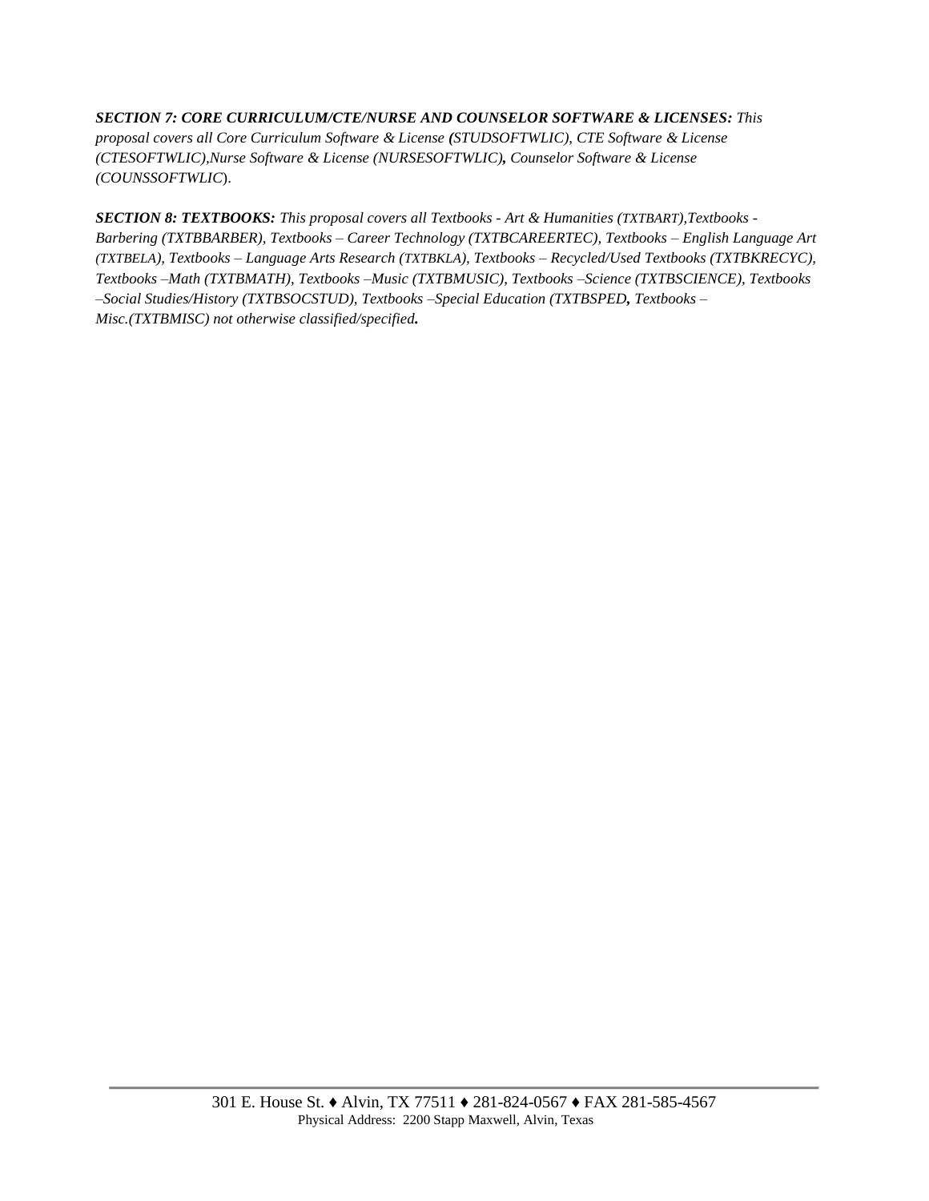***SECTION 7: CORE CURRICULUM/CTE/NURSE AND COUNSELOR SOFTWARE & LICENSES:*** *This proposal covers all Core Curriculum Software & License* ***(****STUDSOFTWLIC), CTE Software & License (CTESOFTWLIC),Nurse Software & License (NURSESOFTWLIC)****,*** *Counselor Software & License (COUNSSOFTWLIC*).

***SECTION 8: TEXTBOOKS:*** *This proposal covers all Textbooks - Art & Humanities (TXTBART),Textbooks - Barbering (TXTBBARBER), Textbooks – Career Technology (TXTBCAREERTEC), Textbooks – English Language Art (TXTBELA), Textbooks – Language Arts Research (TXTBKLA), Textbooks – Recycled/Used Textbooks (TXTBKRECYC), Textbooks –Math (TXTBMATH), Textbooks –Music (TXTBMUSIC), Textbooks –Science (TXTBSCIENCE), Textbooks –Social Studies/History (TXTBSOCSTUD), Textbooks –Special Education (TXTBSPED****,*** *Textbooks – Misc.(TXTBMISC) not otherwise classified/specified****.***